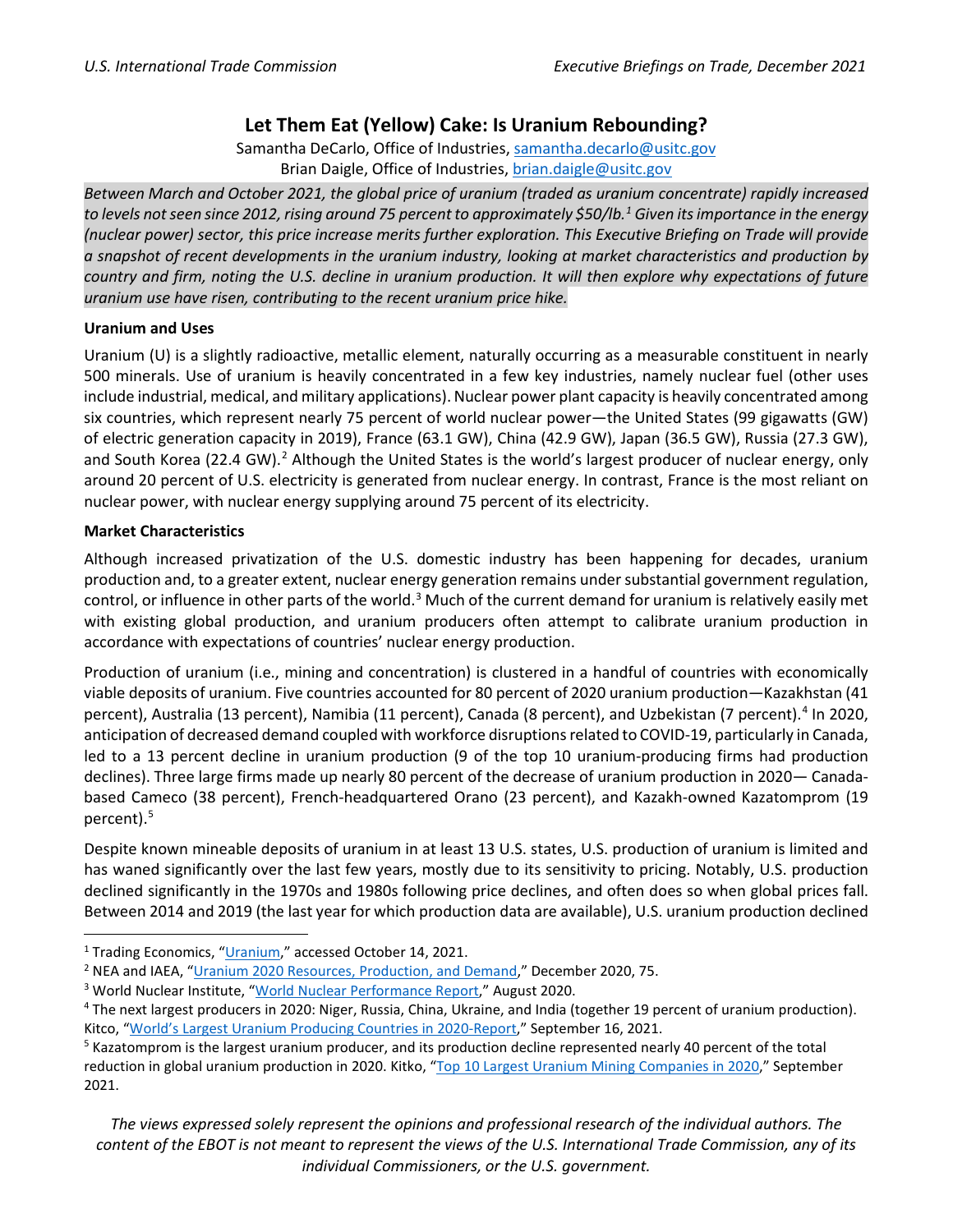# Let Them Eat (Yellow) Cake: Is Uranium Rebounding?

Samantha DeCarlo, Office of Industries, samantha.decarlo@usitc.gov
Brian Daigle, Office of Industries, brian.daigle@usitc.gov

*Between March and October 2021, the global price of uranium (traded as uranium concentrate) rapidly increased to levels not seen since 2012, rising around 75 percent to approximately $50/lb.[1] Given its importance in the energy (nuclear power) sector, this price increase merits further exploration. This Executive Briefing on Trade will provide a snapshot of recent developments in the uranium industry, looking at market characteristics and production by country and firm, noting the U.S. decline in uranium production. It will then explore why expectations of future uranium use have risen, contributing to the recent uranium price hike.*

**Uranium and Uses**

Uranium (U) is a slightly radioactive, metallic element, naturally occurring as a measurable constituent in nearly 500 minerals. Use of uranium is heavily concentrated in a few key industries, namely nuclear fuel (other uses include industrial, medical, and military applications). Nuclear power plant capacity is heavily concentrated among six countries, which represent nearly 75 percent of world nuclear power—the United States (99 gigawatts (GW) of electric generation capacity in 2019), France (63.1 GW), China (42.9 GW), Japan (36.5 GW), Russia (27.3 GW), and South Korea (22.4 GW).[2] Although the United States is the world's largest producer of nuclear energy, only around 20 percent of U.S. electricity is generated from nuclear energy. In contrast, France is the most reliant on nuclear power, with nuclear energy supplying around 75 percent of its electricity.

**Market Characteristics**

Although increased privatization of the U.S. domestic industry has been happening for decades, uranium production and, to a greater extent, nuclear energy generation remains under substantial government regulation, control, or influence in other parts of the world.[3] Much of the current demand for uranium is relatively easily met with existing global production, and uranium producers often attempt to calibrate uranium production in accordance with expectations of countries' nuclear energy production.

Production of uranium (i.e., mining and concentration) is clustered in a handful of countries with economically viable deposits of uranium. Five countries accounted for 80 percent of 2020 uranium production—Kazakhstan (41 percent), Australia (13 percent), Namibia (11 percent), Canada (8 percent), and Uzbekistan (7 percent).[4] In 2020, anticipation of decreased demand coupled with workforce disruptions related to COVID-19, particularly in Canada, led to a 13 percent decline in uranium production (9 of the top 10 uranium-producing firms had production declines). Three large firms made up nearly 80 percent of the decrease of uranium production in 2020— Canada-based Cameco (38 percent), French-headquartered Orano (23 percent), and Kazakh-owned Kazatomprom (19 percent).[5]

Despite known mineable deposits of uranium in at least 13 U.S. states, U.S. production of uranium is limited and has waned significantly over the last few years, mostly due to its sensitivity to pricing. Notably, U.S. production declined significantly in the 1970s and 1980s following price declines, and often does so when global prices fall. Between 2014 and 2019 (the last year for which production data are available), U.S. uranium production declined

---

[1] Trading Economics, "Uranium," accessed October 14, 2021.

[2] NEA and IAEA, "Uranium 2020 Resources, Production, and Demand," December 2020, 75.

[3] World Nuclear Institute, "World Nuclear Performance Report," August 2020.

[4] The next largest producers in 2020: Niger, Russia, China, Ukraine, and India (together 19 percent of uranium production). Kitco, "World's Largest Uranium Producing Countries in 2020-Report," September 16, 2021.

[5] Kazatomprom is the largest uranium producer, and its production decline represented nearly 40 percent of the total reduction in global uranium production in 2020. Kitko, "Top 10 Largest Uranium Mining Companies in 2020," September 2021.

*The views expressed solely represent the opinions and professional research of the individual authors. The content of the EBOT is not meant to represent the views of the U.S. International Trade Commission, any of its individual Commissioners, or the U.S. government.*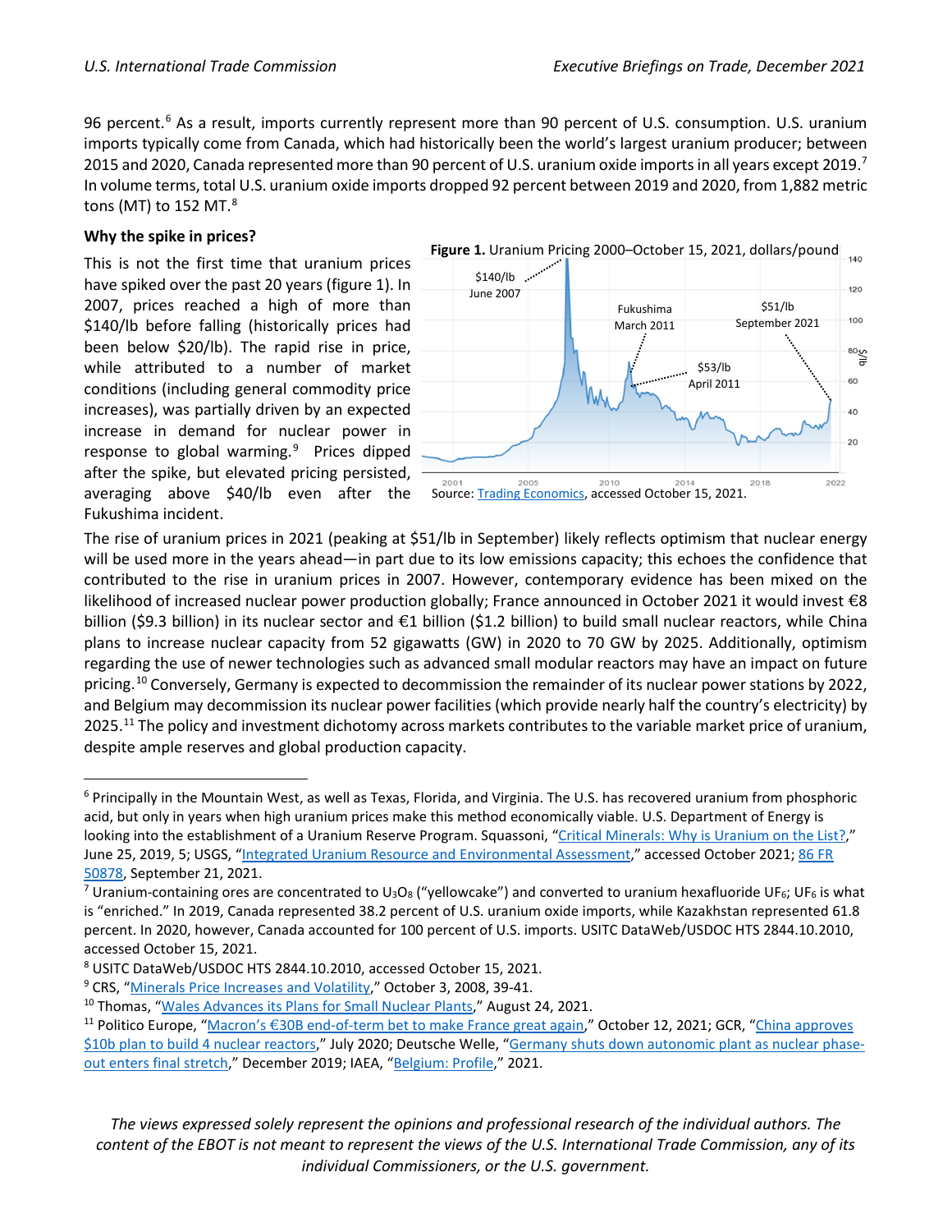96 percent.[6] As a result, imports currently represent more than 90 percent of U.S. consumption. U.S. uranium imports typically come from Canada, which had historically been the world's largest uranium producer; between 2015 and 2020, Canada represented more than 90 percent of U.S. uranium oxide imports in all years except 2019.[7] In volume terms, total U.S. uranium oxide imports dropped 92 percent between 2019 and 2020, from 1,882 metric tons (MT) to 152 MT.[8]

**Why the spike in prices?**

This is not the first time that uranium prices have spiked over the past 20 years (figure 1). In 2007, prices reached a high of more than $140/lb before falling (historically prices had been below $20/lb). The rapid rise in price, while attributed to a number of market conditions (including general commodity price increases), was partially driven by an expected increase in demand for nuclear power in response to global warming.[9] Prices dipped after the spike, but elevated pricing persisted, averaging above $40/lb even after the Fukushima incident.

**Figure 1.** Uranium Pricing 2000–October 15, 2021, dollars/pound

$140/lb
June 2007

Fukushima
March 2011

$53/lb
April 2011

$51/lb
September 2021

140
120
100
80
60
40
20

$/lb

2001
2005
2010
2014
2018
2022

Source: Trading Economics, accessed October 15, 2021.

The rise of uranium prices in 2021 (peaking at $51/lb in September) likely reflects optimism that nuclear energy will be used more in the years ahead—in part due to its low emissions capacity; this echoes the confidence that contributed to the rise in uranium prices in 2007. However, contemporary evidence has been mixed on the likelihood of increased nuclear power production globally; France announced in October 2021 it would invest €8 billion ($9.3 billion) in its nuclear sector and €1 billion ($1.2 billion) to build small nuclear reactors, while China plans to increase nuclear capacity from 52 gigawatts (GW) in 2020 to 70 GW by 2025. Additionally, optimism regarding the use of newer technologies such as advanced small modular reactors may have an impact on future pricing.[10] Conversely, Germany is expected to decommission the remainder of its nuclear power stations by 2022, and Belgium may decommission its nuclear power facilities (which provide nearly half the country's electricity) by 2025.[11] The policy and investment dichotomy across markets contributes to the variable market price of uranium, despite ample reserves and global production capacity.

---

[6] Principally in the Mountain West, as well as Texas, Florida, and Virginia. The U.S. has recovered uranium from phosphoric acid, but only in years when high uranium prices make this method economically viable. U.S. Department of Energy is looking into the establishment of a Uranium Reserve Program. Squassoni, "Critical Minerals: Why is Uranium on the List?," June 25, 2019, 5; USGS, "Integrated Uranium Resource and Environmental Assessment," accessed October 2021; 86 FR 50878, September 21, 2021.

[7] Uranium-containing ores are concentrated to $U_3O_8$ ("yellowcake") and converted to uranium hexafluoride $UF_6$; $UF_6$ is what is "enriched." In 2019, Canada represented 38.2 percent of U.S. uranium oxide imports, while Kazakhstan represented 61.8 percent. In 2020, however, Canada accounted for 100 percent of U.S. imports. USITC DataWeb/USDOC HTS 2844.10.2010, accessed October 15, 2021.

[8] USITC DataWeb/USDOC HTS 2844.10.2010, accessed October 15, 2021.

[9] CRS, "Minerals Price Increases and Volatility," October 3, 2008, 39-41.

[10] Thomas, "Wales Advances its Plans for Small Nuclear Plants," August 24, 2021.

[11] Politico Europe, "Macron's €30B end-of-term bet to make France great again," October 12, 2021; GCR, "China approves $10b plan to build 4 nuclear reactors," July 2020; Deutsche Welle, "Germany shuts down autonomic plant as nuclear phase-out enters final stretch," December 2019; IAEA, "Belgium: Profile," 2021.

*The views expressed solely represent the opinions and professional research of the individual authors. The content of the EBOT is not meant to represent the views of the U.S. International Trade Commission, any of its individual Commissioners, or the U.S. government.*